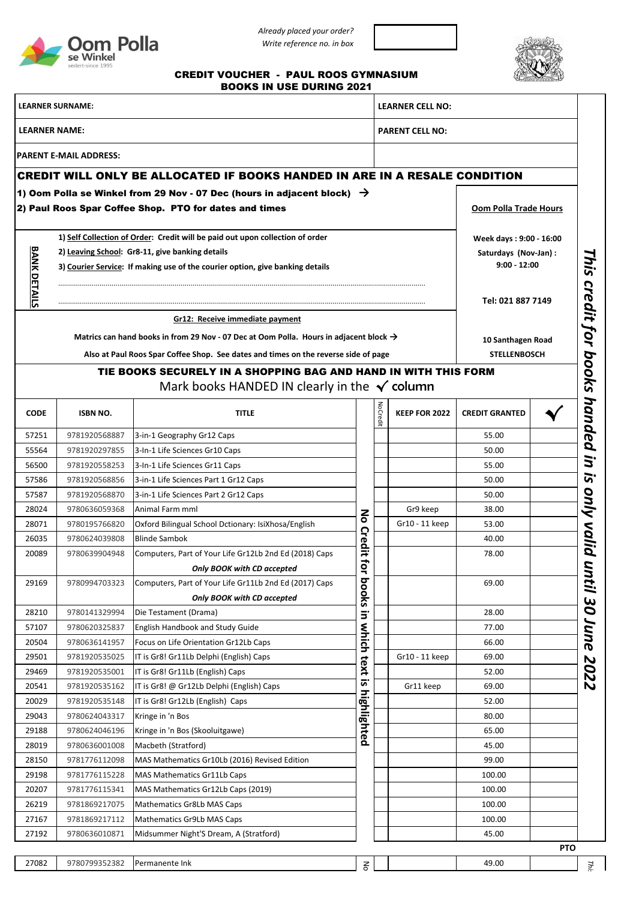Oom Polla se Winkel
sedert since 1995

*Already placed your order?*
*Write reference no. in box*

## CREDIT VOUCHER - PAUL ROOS GYMNASIUM
## BOOKS IN USE DURING 2021

| | |
|---|---|
| **LEARNER SURNAME:** | **LEARNER CELL NO:** |
| **LEARNER NAME:** | **PARENT CELL NO:** |
| **PARENT E-MAIL ADDRESS:** | |

### CREDIT WILL ONLY BE ALLOCATED IF BOOKS HANDED IN ARE IN A RESALE CONDITION

**1) Oom Polla se Winkel from 29 Nov - 07 Dec (hours in adjacent block) →**

**2) Paul Roos Spar Coffee Shop. PTO for dates and times**

**BANK DETAILS**

1) **Self Collection of Order:** Credit will be paid out upon collection of order

2) **Leaving School:** Gr8-11, give banking details

3) **Courier Service:** If making use of the courier option, give banking details

..................................................................................................

..................................................................................................

**Gr12: Receive immediate payment**

**Matrics can hand books in from 29 Nov - 07 Dec at Oom Polla. Hours in adjacent block →**

**Also at Paul Roos Spar Coffee Shop. See dates and times on the reverse side of page**

**Oom Polla Trade Hours**

Week days : 9:00 - 16:00

Saturdays (Nov-Jan) : 9:00 - 12:00

Tel: 021 887 7149

10 Santhagen Road
STELLENBOSCH

### TIE BOOKS SECURELY IN A SHOPPING BAG AND HAND IN WITH THIS FORM

Mark books HANDED IN clearly in the ✓ column

*This credit for books handed in is only valid until 30 June 2022*

**No Credit for books in which text is highlighted**

| CODE | ISBN NO. | TITLE | No Credit | KEEP FOR 2022 | CREDIT GRANTED | ✓ |
|---|---|---|---|---|---|---|
| 57251 | 9781920568887 | 3-in-1 Geography Gr12 Caps | | | 55.00 | |
| 55564 | 9781920297855 | 3-In-1 Life Sciences Gr10 Caps | | | 50.00 | |
| 56500 | 9781920558253 | 3-In-1 Life Sciences Gr11 Caps | | | 55.00 | |
| 57586 | 9781920568856 | 3-in-1 Life Sciences Part 1 Gr12 Caps | | | 50.00 | |
| 57587 | 9781920568870 | 3-in-1 Life Sciences Part 2 Gr12 Caps | | | 50.00 | |
| 28024 | 9780636059368 | Animal Farm mml | | Gr9 keep | 38.00 | |
| 28071 | 9780195766820 | Oxford Bilingual School Dctionary: IsiXhosa/English | | Gr10 - 11 keep | 53.00 | |
| 26035 | 9780624039808 | Blinde Sambok | | | 40.00 | |
| 20089 | 9780639904948 | Computers, Part of Your Life Gr12Lb 2nd Ed (2018) Caps<br>***Only BOOK with CD accepted*** | | | 78.00 | |
| 29169 | 9780994703323 | Computers, Part of Your Life Gr11Lb 2nd Ed (2017) Caps<br>***Only BOOK with CD accepted*** | | | 69.00 | |
| 28210 | 9780141329994 | Die Testament (Drama) | | | 28.00 | |
| 57107 | 9780620325837 | English Handbook and Study Guide | | | 77.00 | |
| 20504 | 9780636141957 | Focus on Life Orientation Gr12Lb Caps | | | 66.00 | |
| 29501 | 9781920535025 | IT is Gr8! Gr11Lb Delphi (English) Caps | | Gr10 - 11 keep | 69.00 | |
| 29469 | 9781920535001 | IT is Gr8! Gr11Lb (English) Caps | | | 52.00 | |
| 20541 | 9781920535162 | IT is Gr8! @ Gr12Lb Delphi (English) Caps | | Gr11 keep | 69.00 | |
| 20029 | 9781920535148 | IT is Gr8! Gr12Lb (English) Caps | | | 52.00 | |
| 29043 | 9780624043317 | Kringe in 'n Bos | | | 80.00 | |
| 29188 | 9780624046196 | Kringe in 'n Bos (Skooluitgawe) | | | 65.00 | |
| 28019 | 9780636001008 | Macbeth (Stratford) | | | 45.00 | |
| 28150 | 9781776112098 | MAS Mathematics Gr10Lb (2016) Revised Edition | | | 99.00 | |
| 29198 | 9781776115228 | MAS Mathematics Gr11Lb Caps | | | 100.00 | |
| 20207 | 9781776115341 | MAS Mathematics Gr12Lb Caps (2019) | | | 100.00 | |
| 26219 | 9781869217075 | Mathematics Gr8Lb MAS Caps | | | 100.00 | |
| 27167 | 9781869217112 | Mathematics Gr9Lb MAS Caps | | | 100.00 | |
| 27192 | 9780636010871 | Midsummer Night'S Dream, A (Stratford) | | | 45.00 | |
| 27082 | 9780799352382 | Permanente Ink | | | 49.00 | |

**PTO**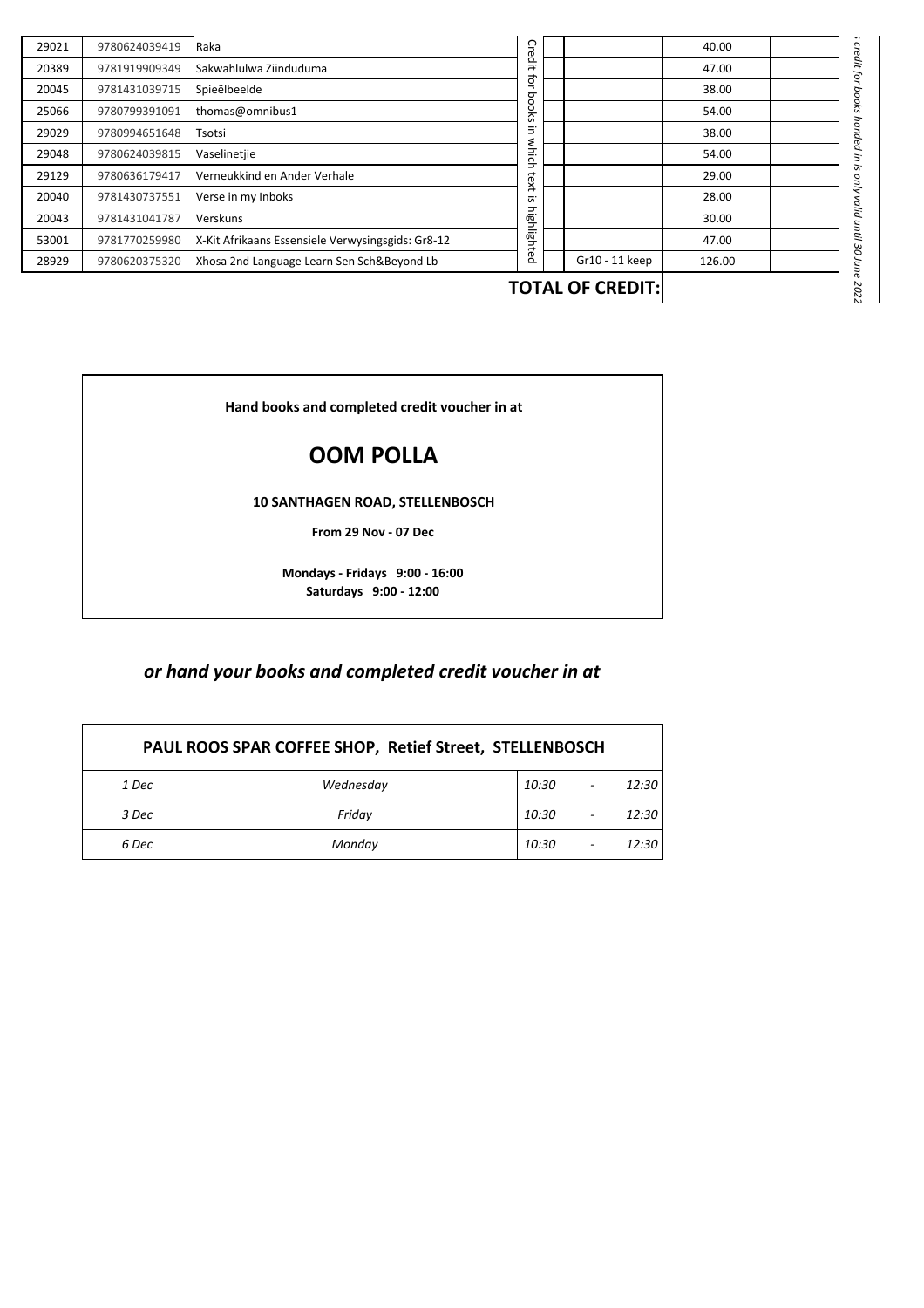| | | | | | | | |
|---|---|---|---|---|---|---|---|
| 29021 | 9780624039419 | Raka | Credit for books in which text is highlighted | | | 40.00 | |
| 20389 | 9781919909349 | Sakwahlulwa Ziinduduma | | | | 47.00 | |
| 20045 | 9781431039715 | Spieëlbeelde | | | | 38.00 | |
| 25066 | 9780799391091 | thomas@omnibus1 | | | | 54.00 | |
| 29029 | 9780994651648 | Tsotsi | | | | 38.00 | |
| 29048 | 9780624039815 | Vaselinetjie | | | | 54.00 | |
| 29129 | 9780636179417 | Verneukkind en Ander Verhale | | | | 29.00 | |
| 20040 | 9781430737551 | Verse in my Inboks | | | | 28.00 | |
| 20043 | 9781431041787 | Verskuns | | | | 30.00 | |
| 53001 | 9781770259980 | X-Kit Afrikaans Essensiele Verwysingsgids: Gr8-12 | | | | 47.00 | |
| 28929 | 9780620375320 | Xhosa 2nd Language Learn Sen Sch&Beyond Lb | | | Gr10 - 11 keep | 126.00 | |
| | | | | | **TOTAL OF CREDIT:** | | |

*s credit for books handed in is only valid until 30 June 2022*

**Hand books and completed credit voucher in at**

# OOM POLLA

**10 SANTHAGEN ROAD, STELLENBOSCH**

**From 29 Nov - 07 Dec**

**Mondays - Fridays 9:00 - 16:00**
**Saturdays 9:00 - 12:00**

## *or hand your books and completed credit voucher in at*

| **PAUL ROOS SPAR COFFEE SHOP, Retief Street, STELLENBOSCH** | | | | |
|---|---|---|---|---|
| *1 Dec* | *Wednesday* | *10:30* | - | *12:30* |
| *3 Dec* | *Friday* | *10:30* | - | *12:30* |
| *6 Dec* | *Monday* | *10:30* | - | *12:30* |